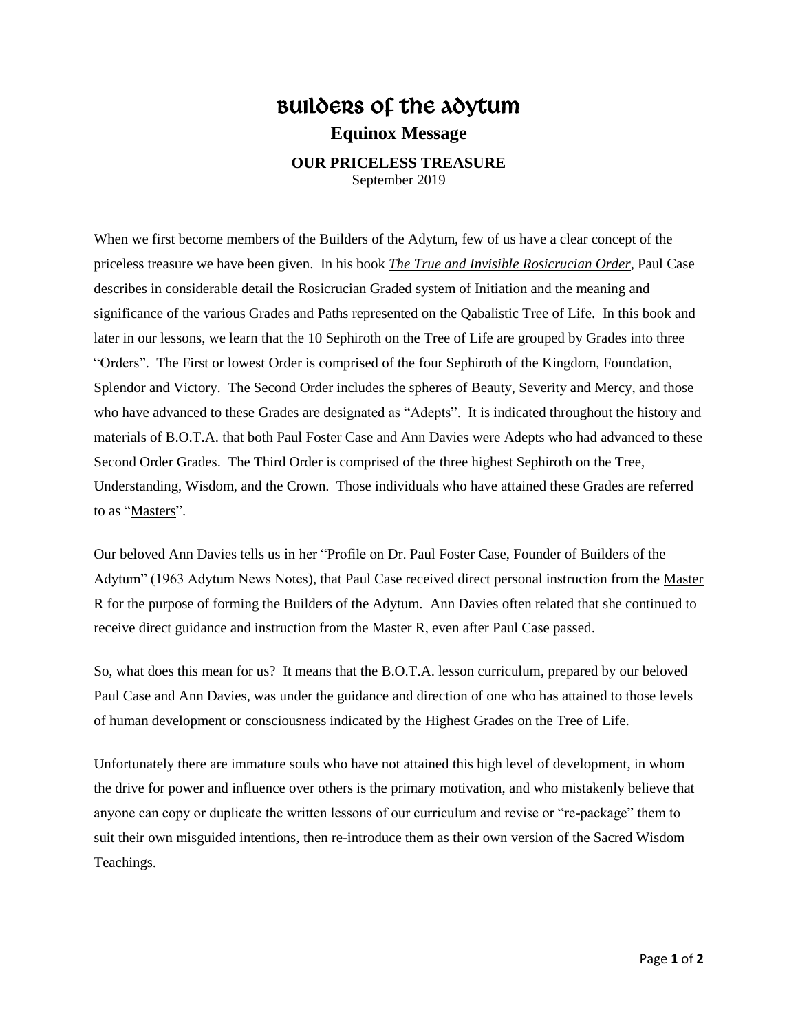# Builders of the Adytum

## Equinox Message

### OUR PRICELESS TREASURE

September 2019

When we first become members of the Builders of the Adytum, few of us have a clear concept of the priceless treasure we have been given. In his book ***The True and Invisible Rosicrucian Order***, Paul Case describes in considerable detail the Rosicrucian Graded system of Initiation and the meaning and significance of the various Grades and Paths represented on the Qabalistic Tree of Life. In this book and later in our lessons, we learn that the 10 Sephiroth on the Tree of Life are grouped by Grades into three "Orders". The First or lowest Order is comprised of the four Sephiroth of the Kingdom, Foundation, Splendor and Victory. The Second Order includes the spheres of Beauty, Severity and Mercy, and those who have advanced to these Grades are designated as "Adepts". It is indicated throughout the history and materials of B.O.T.A. that both Paul Foster Case and Ann Davies were Adepts who had advanced to these Second Order Grades. The Third Order is comprised of the three highest Sephiroth on the Tree, Understanding, Wisdom, and the Crown. Those individuals who have attained these Grades are referred to as "Masters".

Our beloved Ann Davies tells us in her "Profile on Dr. Paul Foster Case, Founder of Builders of the Adytum" (1963 Adytum News Notes), that Paul Case received direct personal instruction from the Master R for the purpose of forming the Builders of the Adytum. Ann Davies often related that she continued to receive direct guidance and instruction from the Master R, even after Paul Case passed.

So, what does this mean for us? It means that the B.O.T.A. lesson curriculum, prepared by our beloved Paul Case and Ann Davies, was under the guidance and direction of one who has attained to those levels of human development or consciousness indicated by the Highest Grades on the Tree of Life.

Unfortunately there are immature souls who have not attained this high level of development, in whom the drive for power and influence over others is the primary motivation, and who mistakenly believe that anyone can copy or duplicate the written lessons of our curriculum and revise or "re-package" them to suit their own misguided intentions, then re-introduce them as their own version of the Sacred Wisdom Teachings.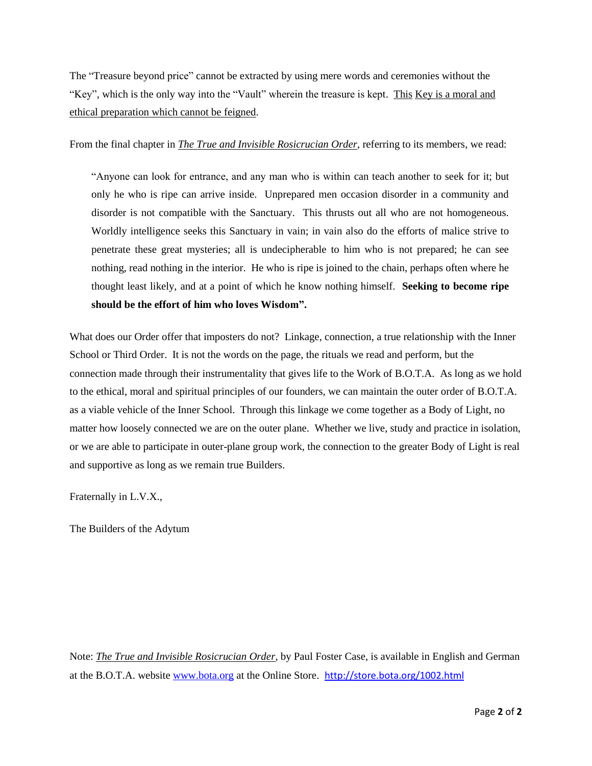The "Treasure beyond price" cannot be extracted by using mere words and ceremonies without the "Key", which is the only way into the "Vault" wherein the treasure is kept. This Key is a moral and ethical preparation which cannot be feigned.

From the final chapter in ***The True and Invisible Rosicrucian Order***, referring to its members, we read:

> "Anyone can look for entrance, and any man who is within can teach another to seek for it; but only he who is ripe can arrive inside. Unprepared men occasion disorder in a community and disorder is not compatible with the Sanctuary. This thrusts out all who are not homogeneous. Worldly intelligence seeks this Sanctuary in vain; in vain also do the efforts of malice strive to penetrate these great mysteries; all is undecipherable to him who is not prepared; he can see nothing, read nothing in the interior. He who is ripe is joined to the chain, perhaps often where he thought least likely, and at a point of which he know nothing himself. **Seeking to become ripe should be the effort of him who loves Wisdom".**

What does our Order offer that imposters do not? Linkage, connection, a true relationship with the Inner School or Third Order. It is not the words on the page, the rituals we read and perform, but the connection made through their instrumentality that gives life to the Work of B.O.T.A. As long as we hold to the ethical, moral and spiritual principles of our founders, we can maintain the outer order of B.O.T.A. as a viable vehicle of the Inner School. Through this linkage we come together as a Body of Light, no matter how loosely connected we are on the outer plane. Whether we live, study and practice in isolation, or we are able to participate in outer-plane group work, the connection to the greater Body of Light is real and supportive as long as we remain true Builders.

Fraternally in L.V.X.,

The Builders of the Adytum

Note: ***The True and Invisible Rosicrucian Order***, by Paul Foster Case, is available in English and German at the B.O.T.A. website www.bota.org at the Online Store. http://store.bota.org/1002.html